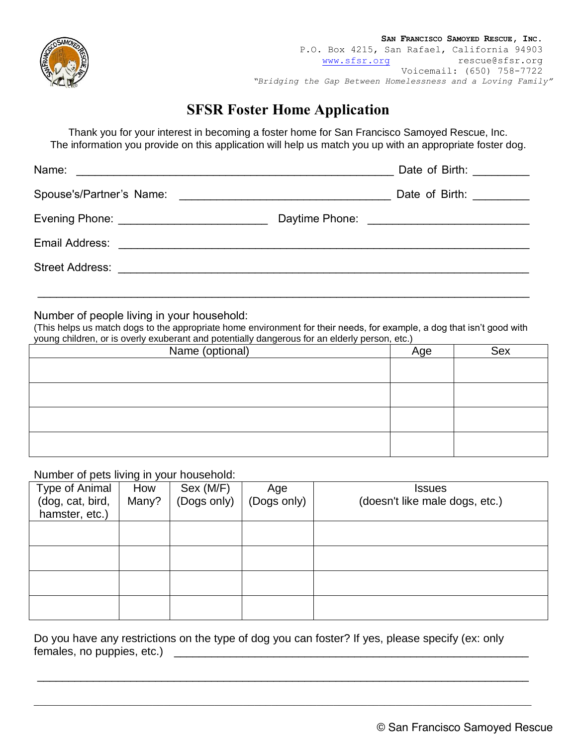**San Francisco Samoyed Rescue, Inc.**
P.O. Box 4215, San Rafael, California 94903
www.sfsr.org rescue@sfsr.org
Voicemail: (650) 758-7722
*"Bridging the Gap Between Homelessness and a Loving Family"*

# SFSR Foster Home Application

Thank you for your interest in becoming a foster home for San Francisco Samoyed Rescue, Inc. The information you provide on this application will help us match you up with an appropriate foster dog.

Name: ______________________________________________ Date of Birth: _________

Spouse's/Partner's Name: _______________________________ Date of Birth: _________

Evening Phone: ______________________ Daytime Phone: ________________________

Email Address: ________________________________________________________________

Street Address: _______________________________________________________________

_____________________________________________________________________________

Number of people living in your household:
(This helps us match dogs to the appropriate home environment for their needs, for example, a dog that isn't good with young children, or is overly exuberant and potentially dangerous for an elderly person, etc.)

| Name (optional) | Age | Sex |
|---|---|---|
| | | |
| | | |
| | | |
| | | |

Number of pets living in your household:

| Type of Animal (dog, cat, bird, hamster, etc.) | How Many? | Sex (M/F) (Dogs only) | Age (Dogs only) | Issues (doesn't like male dogs, etc.) |
|---|---|---|---|---|
| | | | | |
| | | | | |
| | | | | |
| | | | | |

Do you have any restrictions on the type of dog you can foster? If yes, please specify (ex: only females, no puppies, etc.) __________________________________________________

_____________________________________________________________________________

_____________________________________________________________________________

© San Francisco Samoyed Rescue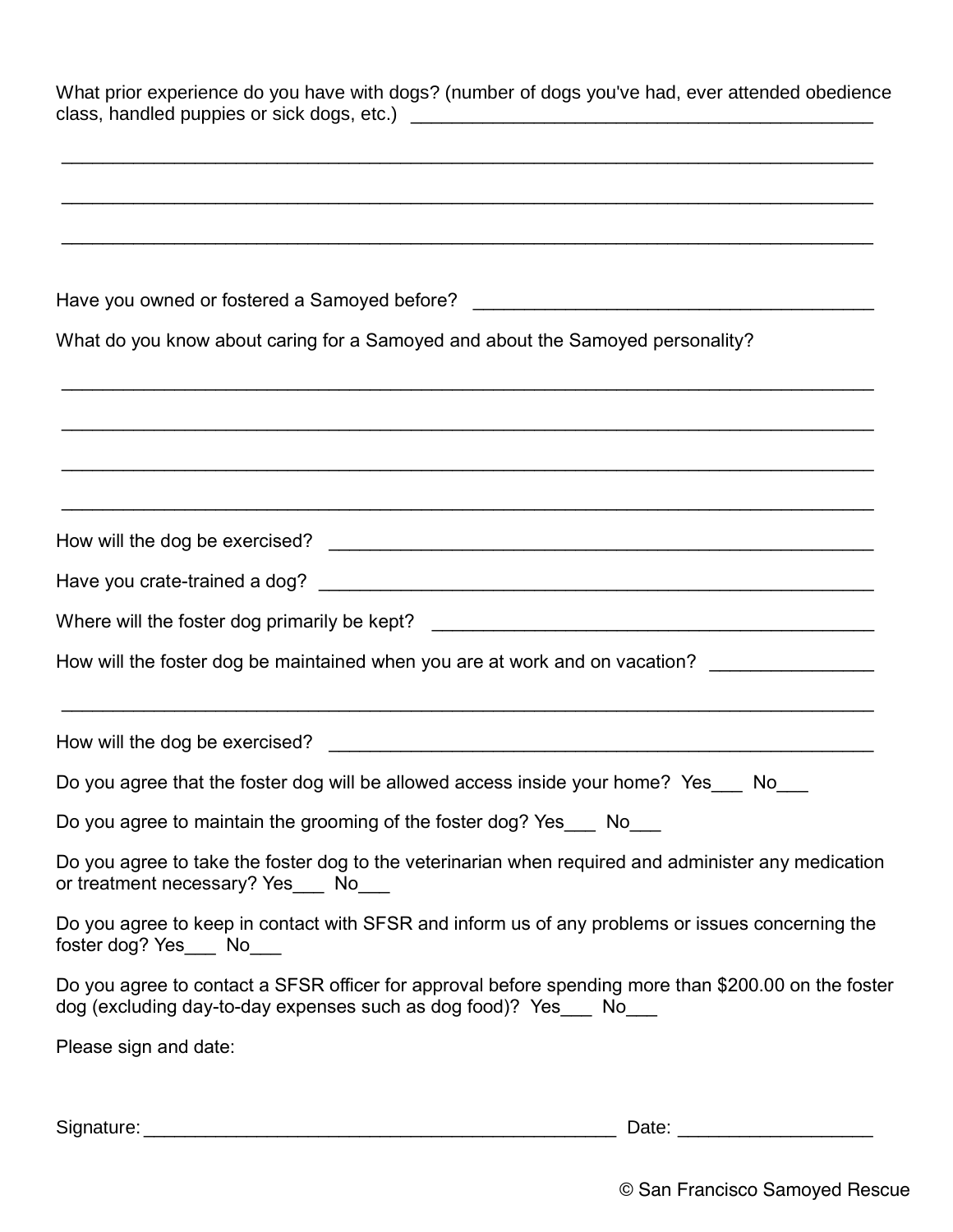What prior experience do you have with dogs? (number of dogs you've had, ever attended obedience class, handled puppies or sick dogs, etc.) _______________________________________________

_______________________________________________________________________________

_______________________________________________________________________________

_______________________________________________________________________________

Have you owned or fostered a Samoyed before? ________________________________________

What do you know about caring for a Samoyed and about the Samoyed personality?

_______________________________________________________________________________

_______________________________________________________________________________

_______________________________________________________________________________

_______________________________________________________________________________

How will the dog be exercised? _________________________________________________________

Have you crate-trained a dog? __________________________________________________________

Where will the foster dog primarily be kept? _______________________________________________

How will the foster dog be maintained when you are at work and on vacation? ________________

_______________________________________________________________________________

How will the dog be exercised? _________________________________________________________

Do you agree that the foster dog will be allowed access inside your home? Yes___ No___

Do you agree to maintain the grooming of the foster dog? Yes___ No___

Do you agree to take the foster dog to the veterinarian when required and administer any medication or treatment necessary? Yes___ No___

Do you agree to keep in contact with SFSR and inform us of any problems or issues concerning the foster dog? Yes___ No___

Do you agree to contact a SFSR officer for approval before spending more than $200.00 on the foster dog (excluding day-to-day expenses such as dog food)? Yes___ No___

Please sign and date:

Signature: ________________________________________________ Date: ___________________

© San Francisco Samoyed Rescue